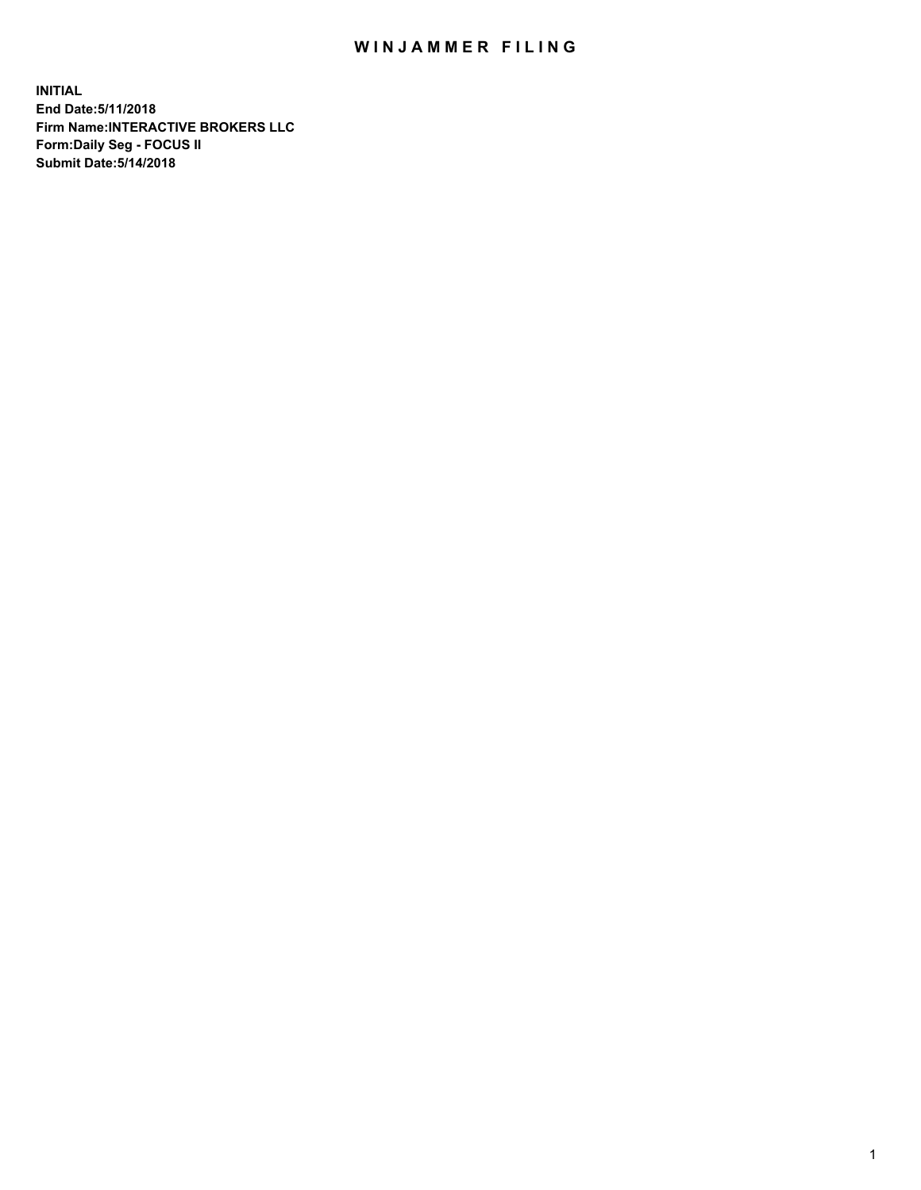# WINJAMMER FILING

**INITIAL**
**End Date:5/11/2018**
**Firm Name:INTERACTIVE BROKERS LLC**
**Form:Daily Seg - FOCUS II**
**Submit Date:5/14/2018**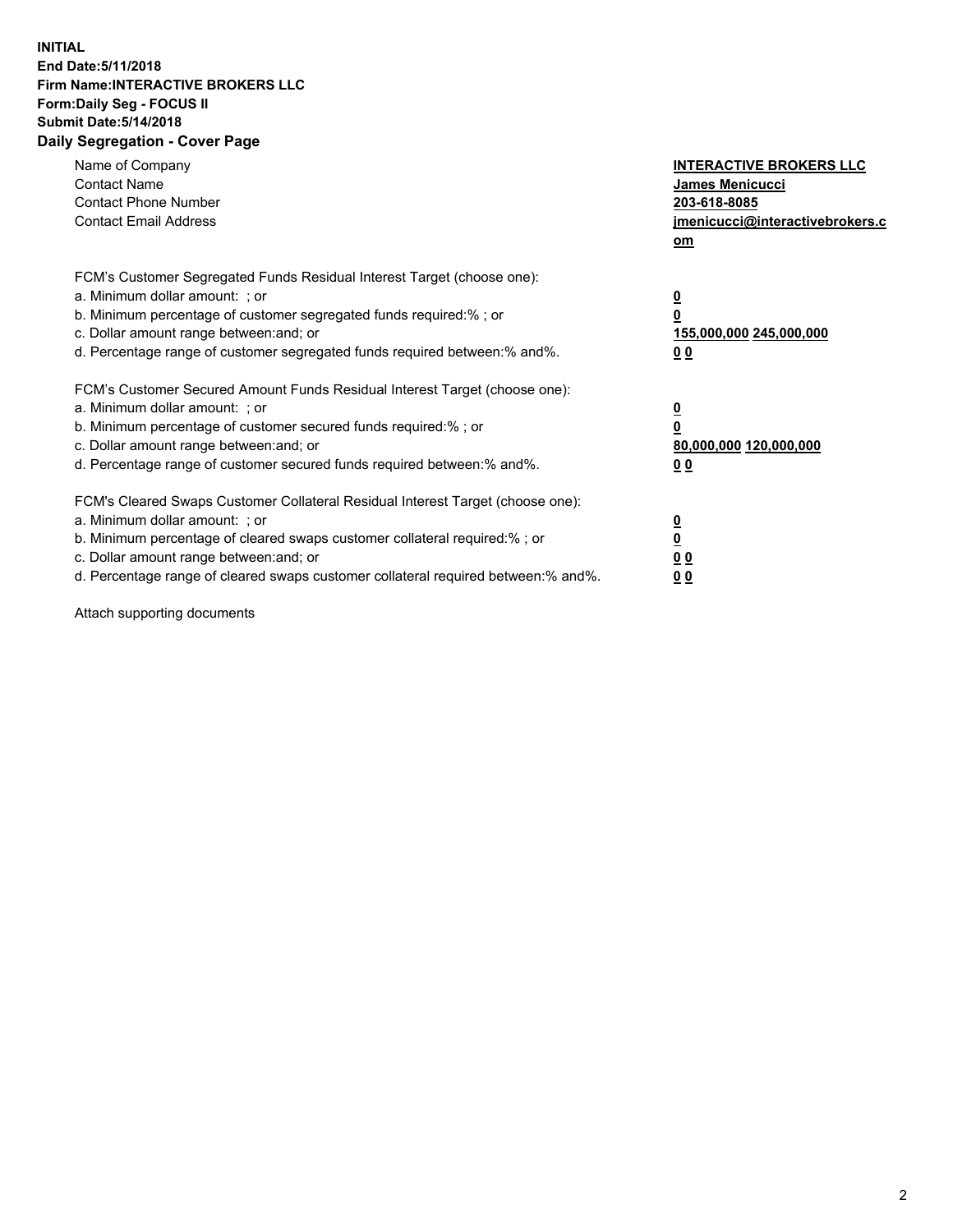**INITIAL**
**End Date:5/11/2018**
**Firm Name:INTERACTIVE BROKERS LLC**
**Form:Daily Seg - FOCUS II**
**Submit Date:5/14/2018**

## Daily Segregation - Cover Page

| | |
|---|---|
| Name of Company | **INTERACTIVE BROKERS LLC** |
| Contact Name | **James Menicucci** |
| Contact Phone Number | **203-618-8085** |
| Contact Email Address | **jmenicucci@interactivebrokers.com** |

| | |
|---|---|
| FCM's Customer Segregated Funds Residual Interest Target (choose one): | |
| a. Minimum dollar amount: ; or | **0** |
| b. Minimum percentage of customer segregated funds required:% ; or | **0** |
| c. Dollar amount range between:and; or | **155,000,000 245,000,000** |
| d. Percentage range of customer segregated funds required between:% and%. | **0 0** |

| | |
|---|---|
| FCM's Customer Secured Amount Funds Residual Interest Target (choose one): | |
| a. Minimum dollar amount: ; or | **0** |
| b. Minimum percentage of customer secured funds required:% ; or | **0** |
| c. Dollar amount range between:and; or | **80,000,000 120,000,000** |
| d. Percentage range of customer secured funds required between:% and%. | **0 0** |

| | |
|---|---|
| FCM's Cleared Swaps Customer Collateral Residual Interest Target (choose one): | |
| a. Minimum dollar amount: ; or | **0** |
| b. Minimum percentage of cleared swaps customer collateral required:% ; or | **0** |
| c. Dollar amount range between:and; or | **0 0** |
| d. Percentage range of cleared swaps customer collateral required between:% and%. | **0 0** |

Attach supporting documents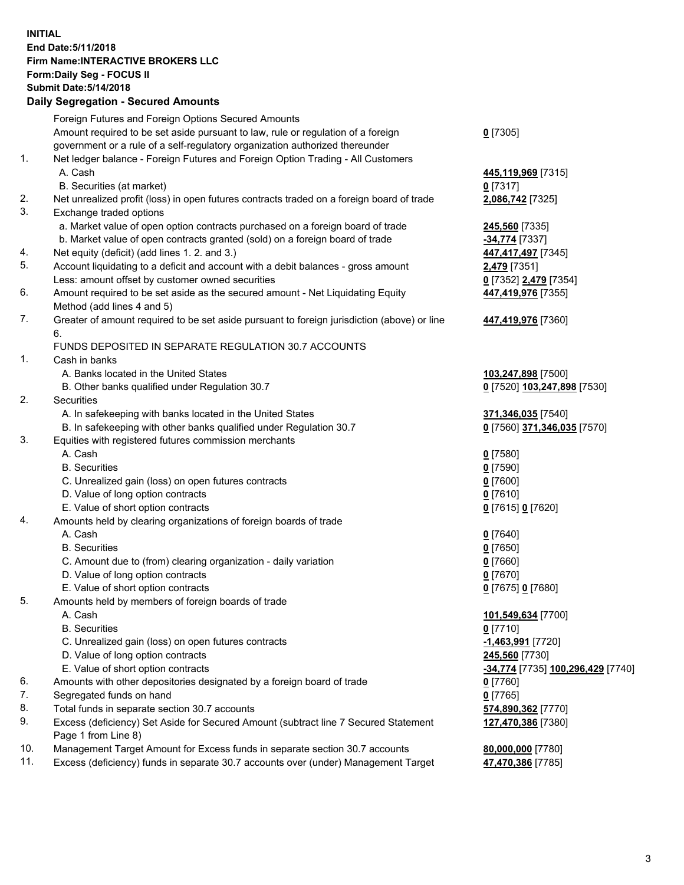**INITIAL**
**End Date:5/11/2018**
**Firm Name:INTERACTIVE BROKERS LLC**
**Form:Daily Seg - FOCUS II**
**Submit Date:5/14/2018**

**Daily Segregation - Secured Amounts**

| | | |
|---|---|---|
| | Foreign Futures and Foreign Options Secured Amounts | |
| | Amount required to be set aside pursuant to law, rule or regulation of a foreign government or a rule of a self-regulatory organization authorized thereunder | **0** [7305] |
| 1. | Net ledger balance - Foreign Futures and Foreign Option Trading - All Customers | |
| | A. Cash | **445,119,969** [7315] |
| | B. Securities (at market) | **0** [7317] |
| 2. | Net unrealized profit (loss) in open futures contracts traded on a foreign board of trade | **2,086,742** [7325] |
| 3. | Exchange traded options | |
| | a. Market value of open option contracts purchased on a foreign board of trade | **245,560** [7335] |
| | b. Market value of open contracts granted (sold) on a foreign board of trade | **-34,774** [7337] |
| 4. | Net equity (deficit) (add lines 1. 2. and 3.) | **447,417,497** [7345] |
| 5. | Account liquidating to a deficit and account with a debit balances - gross amount | **2,479** [7351] |
| | Less: amount offset by customer owned securities | **0** [7352] **2,479** [7354] |
| 6. | Amount required to be set aside as the secured amount - Net Liquidating Equity Method (add lines 4 and 5) | **447,419,976** [7355] |
| 7. | Greater of amount required to be set aside pursuant to foreign jurisdiction (above) or line 6. | **447,419,976** [7360] |
| | FUNDS DEPOSITED IN SEPARATE REGULATION 30.7 ACCOUNTS | |
| 1. | Cash in banks | |
| | A. Banks located in the United States | **103,247,898** [7500] |
| | B. Other banks qualified under Regulation 30.7 | **0** [7520] **103,247,898** [7530] |
| 2. | Securities | |
| | A. In safekeeping with banks located in the United States | **371,346,035** [7540] |
| | B. In safekeeping with other banks qualified under Regulation 30.7 | **0** [7560] **371,346,035** [7570] |
| 3. | Equities with registered futures commission merchants | |
| | A. Cash | **0** [7580] |
| | B. Securities | **0** [7590] |
| | C. Unrealized gain (loss) on open futures contracts | **0** [7600] |
| | D. Value of long option contracts | **0** [7610] |
| | E. Value of short option contracts | **0** [7615] **0** [7620] |
| 4. | Amounts held by clearing organizations of foreign boards of trade | |
| | A. Cash | **0** [7640] |
| | B. Securities | **0** [7650] |
| | C. Amount due to (from) clearing organization - daily variation | **0** [7660] |
| | D. Value of long option contracts | **0** [7670] |
| | E. Value of short option contracts | **0** [7675] **0** [7680] |
| 5. | Amounts held by members of foreign boards of trade | |
| | A. Cash | **101,549,634** [7700] |
| | B. Securities | **0** [7710] |
| | C. Unrealized gain (loss) on open futures contracts | **-1,463,991** [7720] |
| | D. Value of long option contracts | **245,560** [7730] |
| | E. Value of short option contracts | **-34,774** [7735] **100,296,429** [7740] |
| 6. | Amounts with other depositories designated by a foreign board of trade | **0** [7760] |
| 7. | Segregated funds on hand | **0** [7765] |
| 8. | Total funds in separate section 30.7 accounts | **574,890,362** [7770] |
| 9. | Excess (deficiency) Set Aside for Secured Amount (subtract line 7 Secured Statement Page 1 from Line 8) | **127,470,386** [7380] |
| 10. | Management Target Amount for Excess funds in separate section 30.7 accounts | **80,000,000** [7780] |
| 11. | Excess (deficiency) funds in separate 30.7 accounts over (under) Management Target | **47,470,386** [7785] |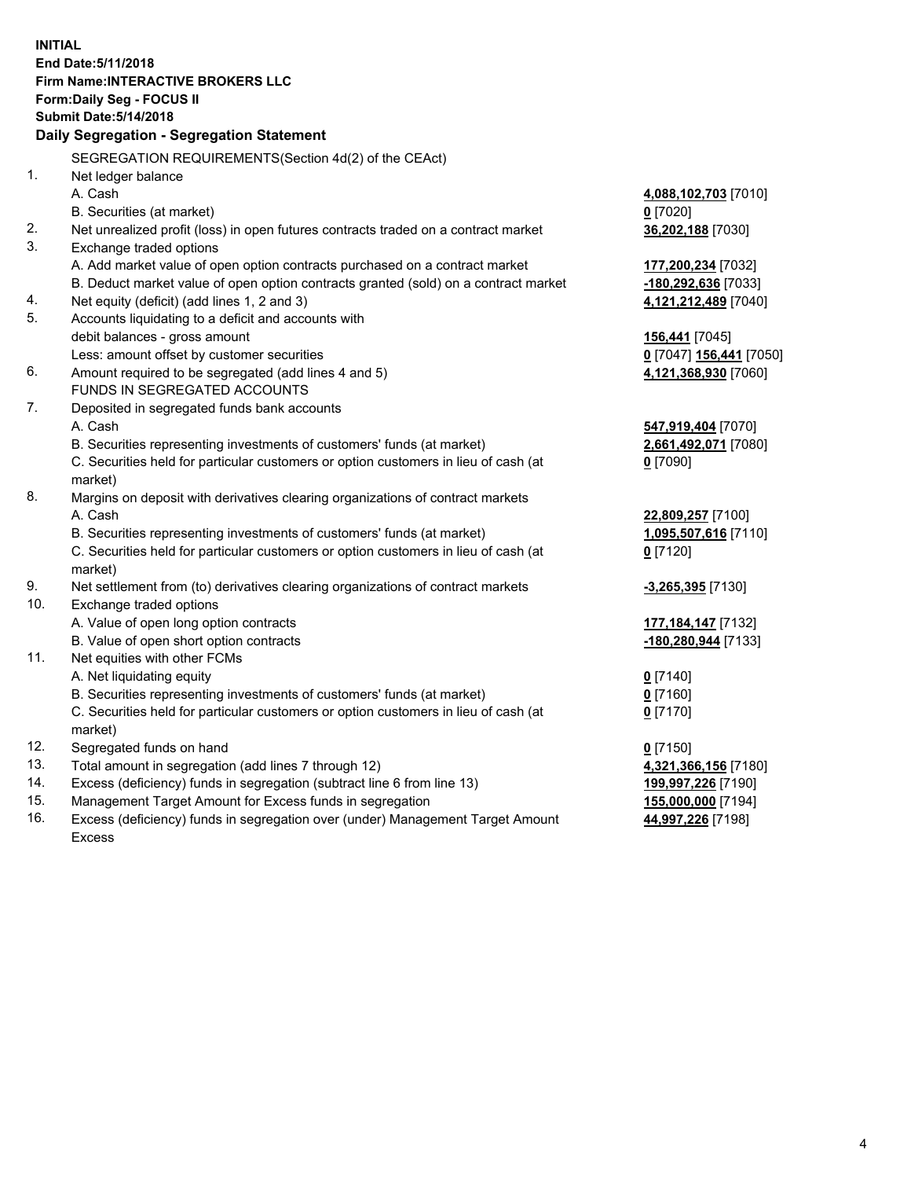**INITIAL**
**End Date:5/11/2018**
**Firm Name:INTERACTIVE BROKERS LLC**
**Form:Daily Seg - FOCUS II**
**Submit Date:5/14/2018**

**Daily Segregation - Segregation Statement**

SEGREGATION REQUIREMENTS(Section 4d(2) of the CEAct)

| | | |
|---|---|---|
| 1. | Net ledger balance | |
| | A. Cash | **4,088,102,703** [7010] |
| | B. Securities (at market) | **0** [7020] |
| 2. | Net unrealized profit (loss) in open futures contracts traded on a contract market | **36,202,188** [7030] |
| 3. | Exchange traded options | |
| | A. Add market value of open option contracts purchased on a contract market | **177,200,234** [7032] |
| | B. Deduct market value of open option contracts granted (sold) on a contract market | **-180,292,636** [7033] |
| 4. | Net equity (deficit) (add lines 1, 2 and 3) | **4,121,212,489** [7040] |
| 5. | Accounts liquidating to a deficit and accounts with | |
| | debit balances - gross amount | **156,441** [7045] |
| | Less: amount offset by customer securities | **0** [7047] **156,441** [7050] |
| 6. | Amount required to be segregated (add lines 4 and 5) | **4,121,368,930** [7060] |
| | FUNDS IN SEGREGATED ACCOUNTS | |
| 7. | Deposited in segregated funds bank accounts | |
| | A. Cash | **547,919,404** [7070] |
| | B. Securities representing investments of customers' funds (at market) | **2,661,492,071** [7080] |
| | C. Securities held for particular customers or option customers in lieu of cash (at market) | **0** [7090] |
| 8. | Margins on deposit with derivatives clearing organizations of contract markets | |
| | A. Cash | **22,809,257** [7100] |
| | B. Securities representing investments of customers' funds (at market) | **1,095,507,616** [7110] |
| | C. Securities held for particular customers or option customers in lieu of cash (at market) | **0** [7120] |
| 9. | Net settlement from (to) derivatives clearing organizations of contract markets | **-3,265,395** [7130] |
| 10. | Exchange traded options | |
| | A. Value of open long option contracts | **177,184,147** [7132] |
| | B. Value of open short option contracts | **-180,280,944** [7133] |
| 11. | Net equities with other FCMs | |
| | A. Net liquidating equity | **0** [7140] |
| | B. Securities representing investments of customers' funds (at market) | **0** [7160] |
| | C. Securities held for particular customers or option customers in lieu of cash (at market) | **0** [7170] |
| 12. | Segregated funds on hand | **0** [7150] |
| 13. | Total amount in segregation (add lines 7 through 12) | **4,321,366,156** [7180] |
| 14. | Excess (deficiency) funds in segregation (subtract line 6 from line 13) | **199,997,226** [7190] |
| 15. | Management Target Amount for Excess funds in segregation | **155,000,000** [7194] |
| 16. | Excess (deficiency) funds in segregation over (under) Management Target Amount Excess | **44,997,226** [7198] |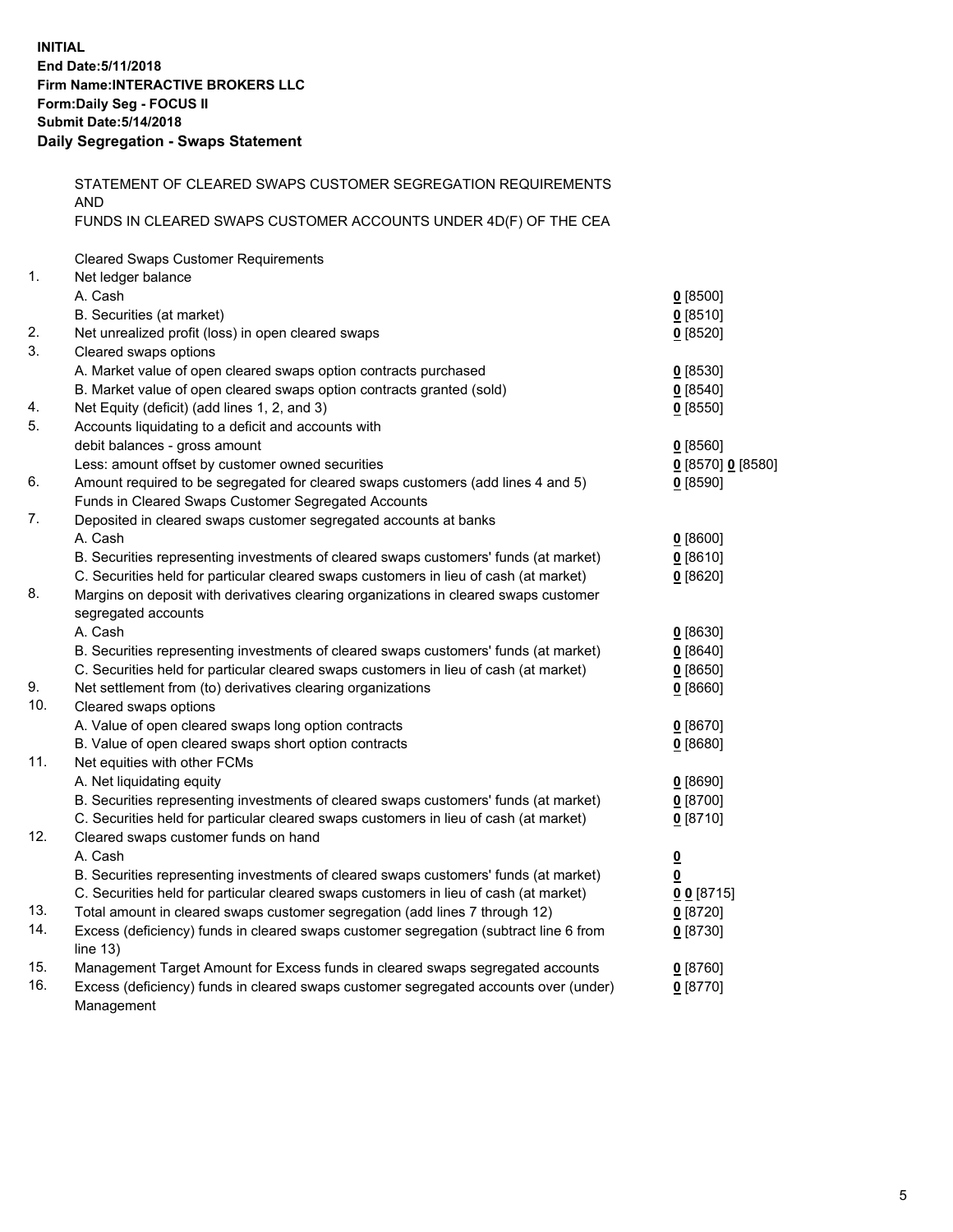**INITIAL**
**End Date:5/11/2018**
**Firm Name:INTERACTIVE BROKERS LLC**
**Form:Daily Seg - FOCUS II**
**Submit Date:5/14/2018**
**Daily Segregation - Swaps Statement**

STATEMENT OF CLEARED SWAPS CUSTOMER SEGREGATION REQUIREMENTS AND FUNDS IN CLEARED SWAPS CUSTOMER ACCOUNTS UNDER 4D(F) OF THE CEA

| | | |
|---|---|---|
| | Cleared Swaps Customer Requirements | |
| 1. | Net ledger balance | |
| | A. Cash | 0 [8500] |
| | B. Securities (at market) | 0 [8510] |
| 2. | Net unrealized profit (loss) in open cleared swaps | 0 [8520] |
| 3. | Cleared swaps options | |
| | A. Market value of open cleared swaps option contracts purchased | 0 [8530] |
| | B. Market value of open cleared swaps option contracts granted (sold) | 0 [8540] |
| 4. | Net Equity (deficit) (add lines 1, 2, and 3) | 0 [8550] |
| 5. | Accounts liquidating to a deficit and accounts with debit balances - gross amount | 0 [8560] |
| | Less: amount offset by customer owned securities | 0 [8570] 0 [8580] |
| 6. | Amount required to be segregated for cleared swaps customers (add lines 4 and 5) | 0 [8590] |
| | Funds in Cleared Swaps Customer Segregated Accounts | |
| 7. | Deposited in cleared swaps customer segregated accounts at banks | |
| | A. Cash | 0 [8600] |
| | B. Securities representing investments of cleared swaps customers' funds (at market) | 0 [8610] |
| | C. Securities held for particular cleared swaps customers in lieu of cash (at market) | 0 [8620] |
| 8. | Margins on deposit with derivatives clearing organizations in cleared swaps customer segregated accounts | |
| | A. Cash | 0 [8630] |
| | B. Securities representing investments of cleared swaps customers' funds (at market) | 0 [8640] |
| | C. Securities held for particular cleared swaps customers in lieu of cash (at market) | 0 [8650] |
| 9. | Net settlement from (to) derivatives clearing organizations | 0 [8660] |
| 10. | Cleared swaps options | |
| | A. Value of open cleared swaps long option contracts | 0 [8670] |
| | B. Value of open cleared swaps short option contracts | 0 [8680] |
| 11. | Net equities with other FCMs | |
| | A. Net liquidating equity | 0 [8690] |
| | B. Securities representing investments of cleared swaps customers' funds (at market) | 0 [8700] |
| | C. Securities held for particular cleared swaps customers in lieu of cash (at market) | 0 [8710] |
| 12. | Cleared swaps customer funds on hand | |
| | A. Cash | 0 |
| | B. Securities representing investments of cleared swaps customers' funds (at market) | 0 |
| | C. Securities held for particular cleared swaps customers in lieu of cash (at market) | 0 0 [8715] |
| 13. | Total amount in cleared swaps customer segregation (add lines 7 through 12) | 0 [8720] |
| 14. | Excess (deficiency) funds in cleared swaps customer segregation (subtract line 6 from line 13) | 0 [8730] |
| 15. | Management Target Amount for Excess funds in cleared swaps segregated accounts | 0 [8760] |
| 16. | Excess (deficiency) funds in cleared swaps customer segregated accounts over (under) Management | 0 [8770] |